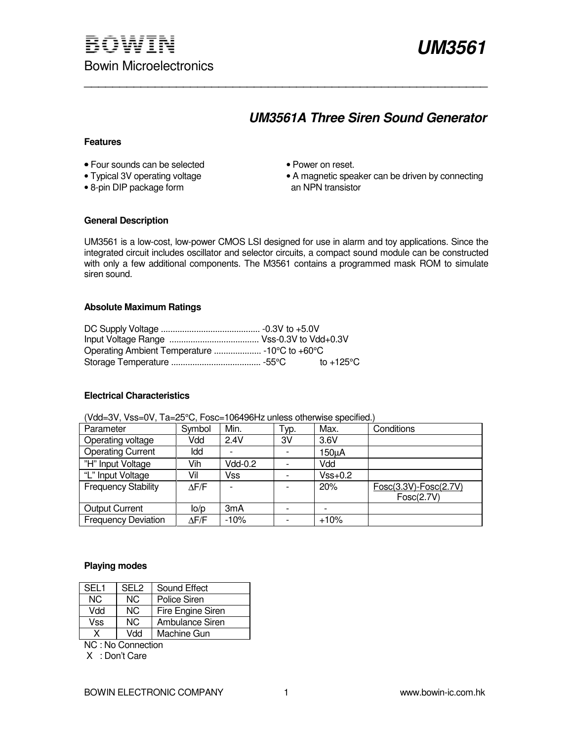# BOWIN

Bowin Microelectronics

# UM3561

## UM3561A Three Siren Sound Generator

### Features

- Four sounds can be selected
- Typical 3V operating voltage
- 8-pin DIP package form
- Power on reset.
- A magnetic speaker can be driven by connecting an NPN transistor

### General Description

UM3561 is a low-cost, low-power CMOS LSI designed for use in alarm and toy applications. Since the integrated circuit includes oscillator and selector circuits, a compact sound module can be constructed with only a few additional components. The M3561 contains a programmed mask ROM to simulate siren sound.

### Absolute Maximum Ratings

DC Supply Voltage .......................................... -0.3V to +5.0V
Input Voltage Range ...................................... Vss-0.3V to Vdd+0.3V
Operating Ambient Temperature .................... -10°C to +60°C
Storage Temperature ...................................... -55°C to +125°C

### Electrical Characteristics

(Vdd=3V, Vss=0V, Ta=25°C, Fosc=106496Hz unless otherwise specified.)

| Parameter | Symbol | Min. | Typ. | Max. | Conditions |
|---|---|---|---|---|---|
| Operating voltage | Vdd | 2.4V | 3V | 3.6V | |
| Operating Current | Idd | - | - | 150μA | |
| "H" Input Voltage | Vih | Vdd-0.2 | - | Vdd | |
| "L" Input Voltage | Vil | Vss | - | Vss+0.2 | |
| Frequency Stability | ΔF/F | - | - | 20% | $\frac{Fosc(3.3V)-Fosc(2.7V)}{Fosc(2.7V)}$ |
| Output Current | Io/p | 3mA | - | - | |
| Frequency Deviation | ΔF/F | -10% | - | +10% | |

### Playing modes

| SEL1 | SEL2 | Sound Effect |
|---|---|---|
| NC | NC | Police Siren |
| Vdd | NC | Fire Engine Siren |
| Vss | NC | Ambulance Siren |
| X | Vdd | Machine Gun |

NC : No Connection
X : Don't Care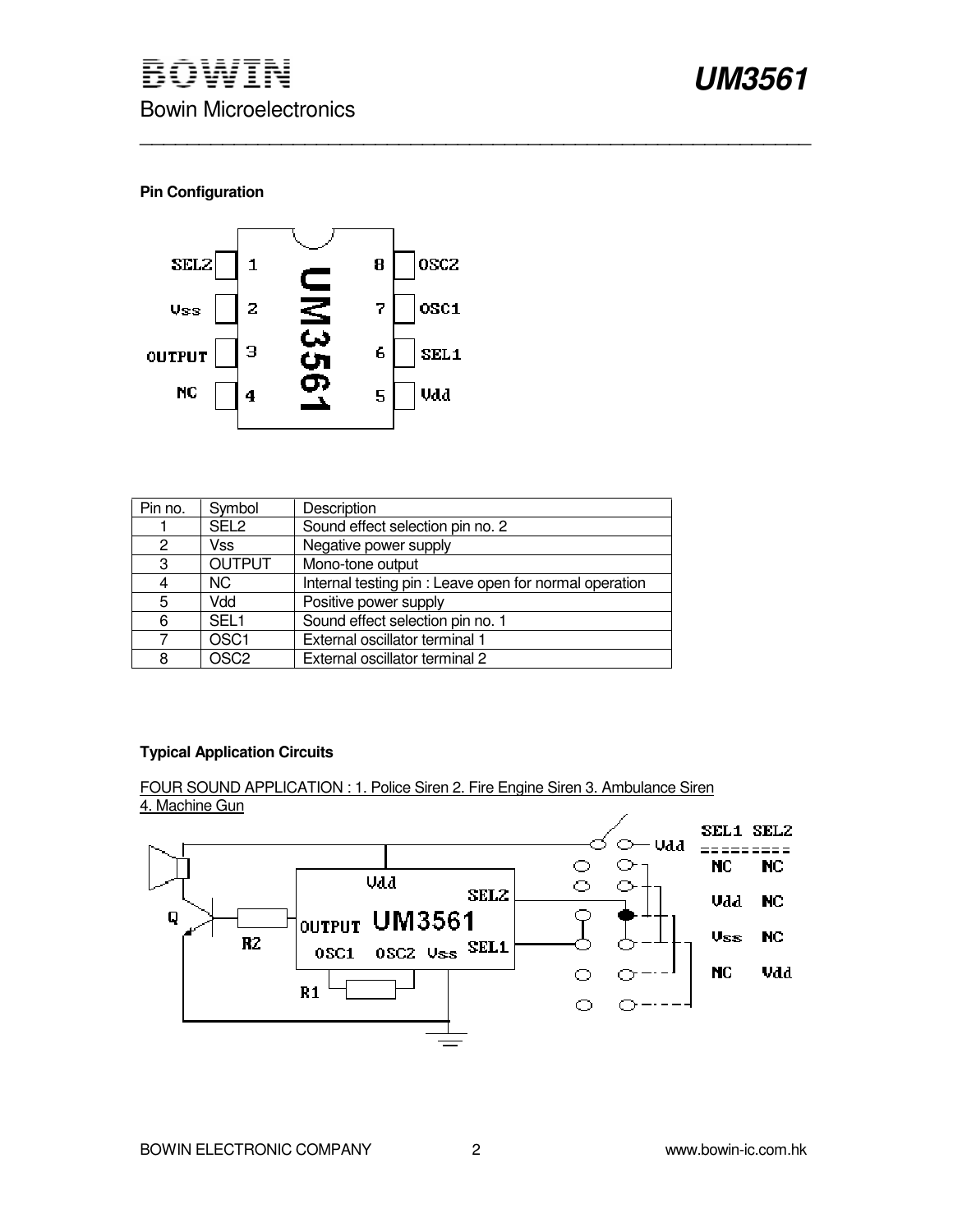### Pin Configuration

| Pin no. | Symbol | Description |
| --- | --- | --- |
| 1 | SEL2 | Sound effect selection pin no. 2 |
| 2 | Vss | Negative power supply |
| 3 | OUTPUT | Mono-tone output |
| 4 | NC | Internal testing pin : Leave open for normal operation |
| 5 | Vdd | Positive power supply |
| 6 | SEL1 | Sound effect selection pin no. 1 |
| 7 | OSC1 | External oscillator terminal 1 |
| 8 | OSC2 | External oscillator terminal 2 |

### Typical Application Circuits

FOUR SOUND APPLICATION : 1. Police Siren 2. Fire Engine Siren 3. Ambulance Siren 4. Machine Gun

| SEL1 | SEL2 |
| --- | --- |
| NC | NC |
| Vdd | NC |
| Vss | NC |
| NC | Vdd |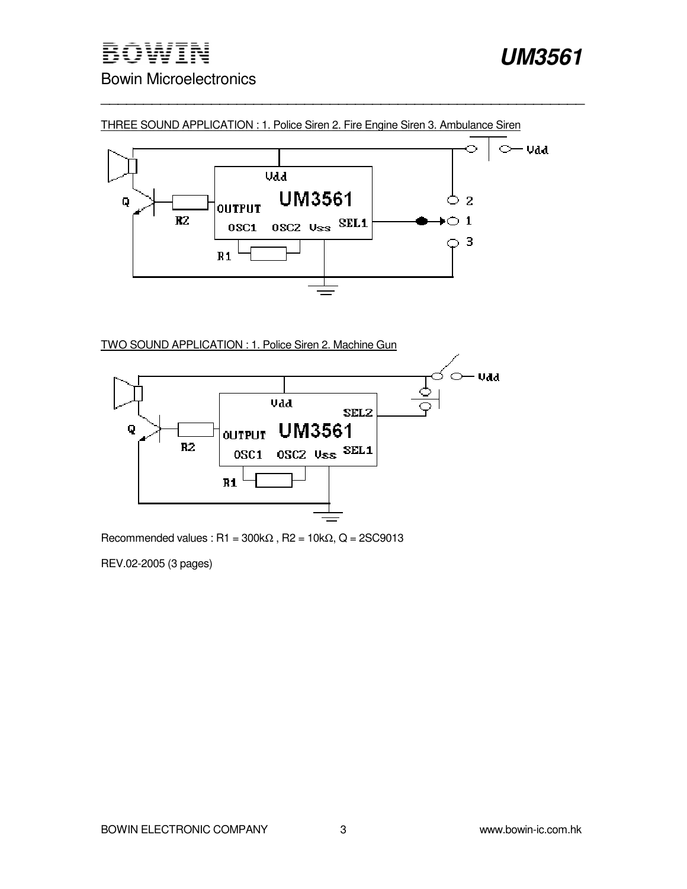THREE SOUND APPLICATION : 1. Police Siren 2. Fire Engine Siren 3. Ambulance Siren

Vdd
UM3561
OUTPUT
OSC1 OSC2 Vss SEL1
Q
R2
R1
Vdd
2
1
3

TWO SOUND APPLICATION : 1. Police Siren 2. Machine Gun

Vdd
SEL2
OUTPUT UM3561
OSC1 OSC2 Vss SEL1
Q
R2
R1
Vdd

Recommended values : R1 = 300kΩ , R2 = 10kΩ, Q = 2SC9013

REV.02-2005 (3 pages)